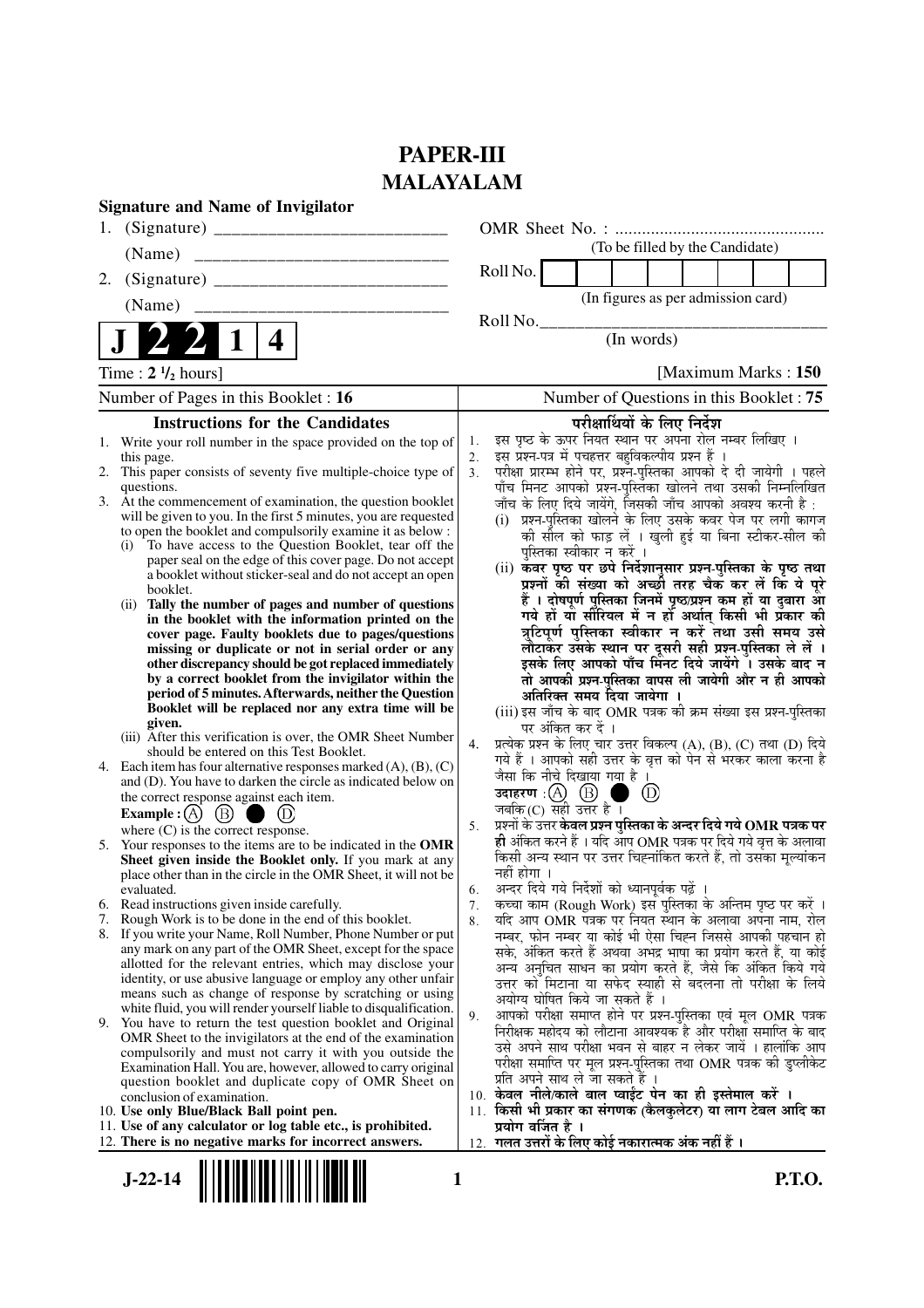# PAPER-III
# MALAYALAM

**Signature and Name of Invigilator**

1. (Signature) _________________________

   (Name) _________________________

2. (Signature) _________________________

   (Name) _________________________

**J 2 2 1 4**

OMR Sheet No. : ...............................................

(To be filled by the Candidate)

Roll No. | | | | | | | | |

(In figures as per admission card)

Roll No.________________________________

(In words)

Time : $2\frac{1}{2}$ hours] [Maximum Marks : **150**

Number of Pages in this Booklet : 16 | Number of Questions in this Booklet : 75

## Instructions for the Candidates

1. Write your roll number in the space provided on the top of this page.
2. This paper consists of seventy five multiple-choice type of questions.
3. At the commencement of examination, the question booklet will be given to you. In the first 5 minutes, you are requested to open the booklet and compulsorily examine it as below :
   (i) To have access to the Question Booklet, tear off the paper seal on the edge of this cover page. Do not accept a booklet without sticker-seal and do not accept an open booklet.
   (ii) **Tally the number of pages and number of questions in the booklet with the information printed on the cover page. Faulty booklets due to pages/questions missing or duplicate or not in serial order or any other discrepancy should be got replaced immediately by a correct booklet from the invigilator within the period of 5 minutes. Afterwards, neither the Question Booklet will be replaced nor any extra time will be given.**
   (iii) After this verification is over, the OMR Sheet Number should be entered on this Test Booklet.
4. Each item has four alternative responses marked (A), (B), (C) and (D). You have to darken the circle as indicated below on the correct response against each item.
   **Example :** (A) (B) ● (D)
   where (C) is the correct response.
5. Your responses to the items are to be indicated in the **OMR Sheet given inside the Booklet only.** If you mark at any place other than in the circle in the OMR Sheet, it will not be evaluated.
6. Read instructions given inside carefully.
7. Rough Work is to be done in the end of this booklet.
8. If you write your Name, Roll Number, Phone Number or put any mark on any part of the OMR Sheet, except for the space allotted for the relevant entries, which may disclose your identity, or use abusive language or employ any other unfair means such as change of response by scratching or using white fluid, you will render yourself liable to disqualification.
9. You have to return the test question booklet and Original OMR Sheet to the invigilators at the end of the examination compulsorily and must not carry it with you outside the Examination Hall. You are, however, allowed to carry original question booklet and duplicate copy of OMR Sheet on conclusion of examination.
10. **Use only Blue/Black Ball point pen.**
11. **Use of any calculator or log table etc., is prohibited.**
12. **There is no negative marks for incorrect answers.**

## परीक्षार्थियों के लिए निर्देश

1. इस पृष्ठ के ऊपर नियत स्थान पर अपना रोल नम्बर लिखिए ।
2. इस प्रश्न-पत्र में पचहत्तर बहुविकल्पीय प्रश्न हैं ।
3. परीक्षा प्रारम्भ होने पर, प्रश्न-पुस्तिका आपको दे दी जायेगी । पहले पाँच मिनट आपको प्रश्न-पुस्तिका खोलने तथा उसकी निम्नलिखित जाँच के लिए दिये जायेंगे, जिसकी जाँच आपको अवश्य करनी है :
   (i) प्रश्न-पुस्तिका खोलने के लिए उसके कवर पेज पर लगी कागज की सील को फाड़ लें । खुली हुई या बिना स्टीकर-सील की पुस्तिका स्वीकार न करें ।
   (ii) **कवर पृष्ठ पर छपे निर्देशानुसार प्रश्न-पुस्तिका के पृष्ठ तथा प्रश्नों की संख्या को अच्छी तरह चैक कर लें कि ये पूरे हैं । दोषपूर्ण पुस्तिका जिनमें पृष्ठ/प्रश्न कम हों या दुबारा आ गये हों या सीरियल में न हों अर्थात् किसी भी प्रकार की त्रुटिपूर्ण पुस्तिका स्वीकार न करें तथा उसी समय उसे लौटाकर उसके स्थान पर दूसरी सही प्रश्न-पुस्तिका ले लें । इसके लिए आपको पाँच मिनट दिये जायेंगे । उसके बाद न तो आपकी प्रश्न-पुस्तिका वापस ली जायेगी और न ही आपको अतिरिक्त समय दिया जायेगा ।**
   (iii) इस जाँच के बाद OMR पत्रक की क्रम संख्या इस प्रश्न-पुस्तिका पर अंकित कर दें ।
4. प्रत्येक प्रश्न के लिए चार उत्तर विकल्प (A), (B), (C) तथा (D) दिये गये हैं । आपको सही उत्तर के वृत्त को पेन से भरकर काला करना है जैसा कि नीचे दिखाया गया है ।
   **उदाहरण :** (A) (B) ● (D)
   जबकि (C) सही उत्तर है ।
5. प्रश्नों के उत्तर **केवल प्रश्न पुस्तिका के अन्दर दिये गये OMR पत्रक पर ही** अंकित करने हैं । यदि आप OMR पत्रक पर दिये गये वृत्त के अलावा किसी अन्य स्थान पर उत्तर चिह्नांकित करते हैं, तो उसका मूल्यांकन नहीं होगा ।
6. अन्दर दिये गये निर्देशों को ध्यानपूर्वक पढ़ें ।
7. कच्चा काम (Rough Work) इस पुस्तिका के अन्तिम पृष्ठ पर करें ।
8. यदि आप OMR पत्रक पर नियत स्थान के अलावा अपना नाम, रोल नम्बर, फोन नम्बर या कोई भी ऐसा चिह्न जिससे आपकी पहचान हो सके, अंकित करते हैं अथवा अभद्र भाषा का प्रयोग करते हैं, या कोई अन्य अनुचित साधन का प्रयोग करते हैं, जैसे कि अंकित किये गये उत्तर को मिटाना या सफेद स्याही से बदलना तो परीक्षा के लिये अयोग्य घोषित किये जा सकते हैं ।
9. आपको परीक्षा समाप्त होने पर प्रश्न-पुस्तिका एवं मूल OMR पत्रक निरीक्षक महोदय को लौटाना आवश्यक है और परीक्षा समाप्ति के बाद उसे अपने साथ परीक्षा भवन से बाहर न लेकर जायें । हालांकि आप परीक्षा समाप्ति पर मूल प्रश्न-पुस्तिका तथा OMR पत्रक की डुप्लीकेट प्रति अपने साथ ले जा सकते हैं ।
10. **केवल नीले/काले बाल प्वाईंट पेन का ही इस्तेमाल करें ।**
11. **किसी भी प्रकार का संगणक (कैलकुलेटर) या लाग टेबल आदि का प्रयोग वर्जित है ।**
12. **गलत उत्तरों के लिए कोई नकारात्मक अंक नहीं हैं ।**

**J-22-14** **P.T.O.**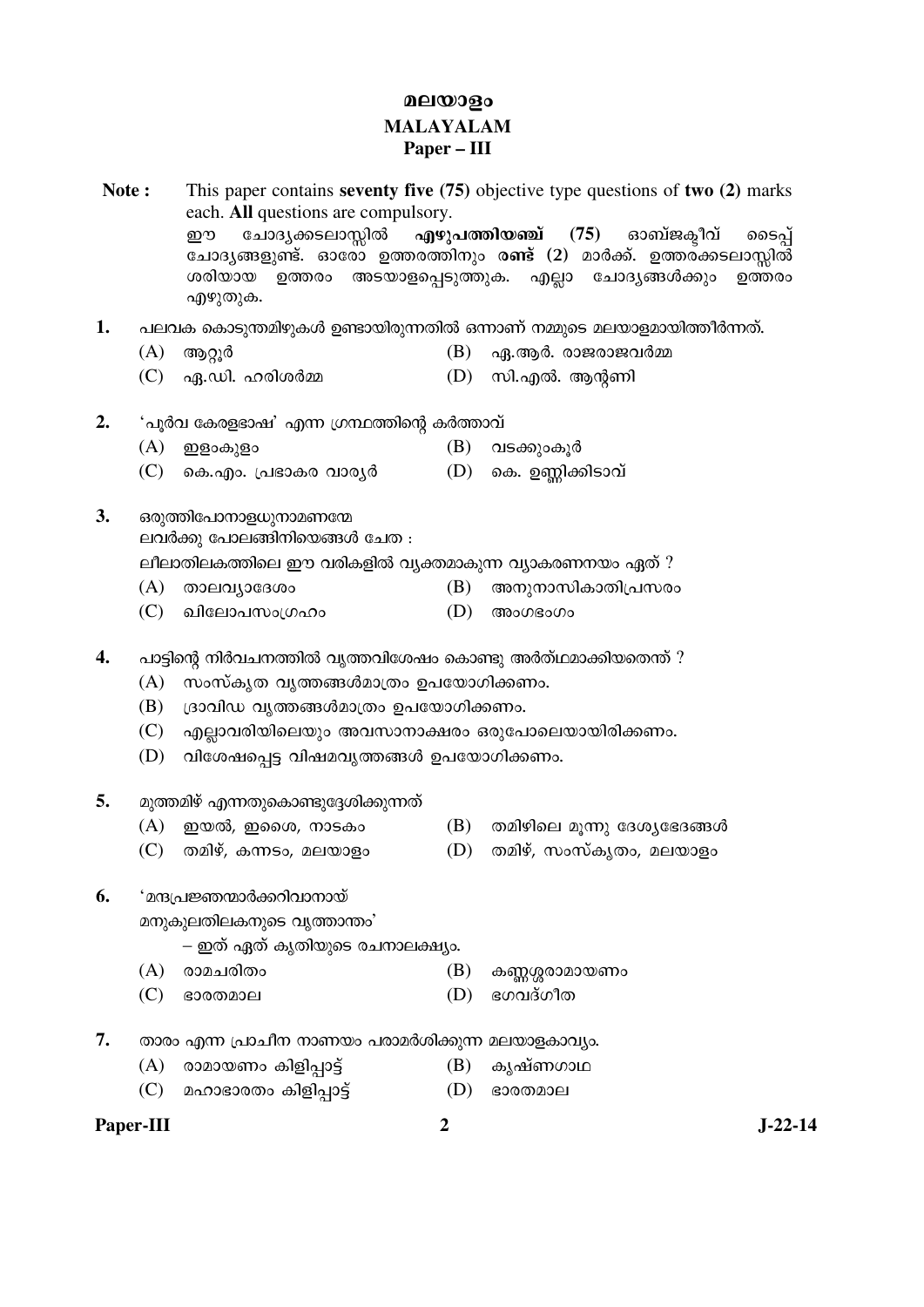# മലയാളം
## MALAYALAM
### Paper – III

**Note :** This paper contains **seventy five (75)** objective type questions of **two (2)** marks each. **All** questions are compulsory.
ഈ ചോദ്യക്കടലാസ്സിൽ **എഴുപത്തിയഞ്ച് (75)** ഓബ്ജക്ടീവ് ടൈപ്പ് ചോദ്യങ്ങളുണ്ട്. ഓരോ ഉത്തരത്തിനും **രണ്ട് (2)** മാർക്ക്. ഉത്തരക്കടലാസ്സിൽ ശരിയായ ഉത്തരം അടയാളപ്പെടുത്തുക. എല്ലാ ചോദ്യങ്ങൾക്കും ഉത്തരം എഴുതുക.

1. പലവക കൊടുന്തമിഴുകൾ ഉണ്ടായിരുന്നതിൽ ഒന്നാണ് നമ്മുടെ മലയാളമായിത്തീർന്നത്.
   - (A) ആറ്റൂർ
   - (B) ഏ.ആർ. രാജരാജവർമ്മ
   - (C) ഏ.ഡി. ഹരിശർമ്മ
   - (D) സി.എൽ. ആന്റണി

2. 'പൂർവ കേരളഭാഷ' എന്ന ഗ്രന്ഥത്തിന്റെ കർത്താവ്
   - (A) ഇളംകുളം
   - (B) വടക്കുംകൂർ
   - (C) കെ.എം. പ്രഭാകര വാര്യർ
   - (D) കെ. ഉണ്ണിക്കിടാവ്

3. ഒരുത്തിപോനാളധുനാമണമ്മേ
   ലവർക്കു പോലങ്ങിനിയെങ്ങൾ ചേത :
   ലീലാതിലകത്തിലെ ഈ വരികളിൽ വ്യക്തമാകുന്ന വ്യാകരണനയം ഏത് ?
   - (A) താലവ്യാദേശം
   - (B) അനുനാസികാതിപ്രസരം
   - (C) ഖിലോപസംഗ്രഹം
   - (D) അംഗഭംഗം

4. പാട്ടിന്റെ നിർവചനത്തിൽ വൃത്തവിശേഷം കൊണ്ടു അർത്ഥമാക്കിയതെന്ത് ?
   - (A) സംസ്കൃത വൃത്തങ്ങൾമാത്രം ഉപയോഗിക്കണം.
   - (B) ദ്രാവിഡ വൃത്തങ്ങൾമാത്രം ഉപയോഗിക്കണം.
   - (C) എല്ലാവരിയിലെയും അവസാനാക്ഷരം ഒരുപോലെയായിരിക്കണം.
   - (D) വിശേഷപ്പെട്ട വിഷമവൃത്തങ്ങൾ ഉപയോഗിക്കണം.

5. മുത്തമിഴ് എന്നതുകൊണ്ടുദ്ദേശിക്കുന്നത്
   - (A) ഇയൽ, ഇശൈ, നാടകം
   - (B) തമിഴിലെ മൂന്നു ദേശ്യഭേദങ്ങൾ
   - (C) തമിഴ്, കന്നടം, മലയാളം
   - (D) തമിഴ്, സംസ്കൃതം, മലയാളം

6. 'മന്ദപ്രജ്ഞന്മാർക്കറിവാനായ്
   മനുകുലതിലകനുടെ വൃത്താന്തം'
   – ഇത് ഏത് കൃതിയുടെ രചനാലക്ഷ്യം.
   - (A) രാമചരിതം
   - (B) കണ്ണശ്ശരാമായണം
   - (C) ഭാരതമാല
   - (D) ഭഗവദ്ഗീത

7. താരം എന്ന പ്രാചീന നാണയം പരാമർശിക്കുന്ന മലയാളകാവ്യം.
   - (A) രാമായണം കിളിപ്പാട്ട്
   - (B) കൃഷ്ണഗാഥ
   - (C) മഹാഭാരതം കിളിപ്പാട്ട്
   - (D) ഭാരതമാല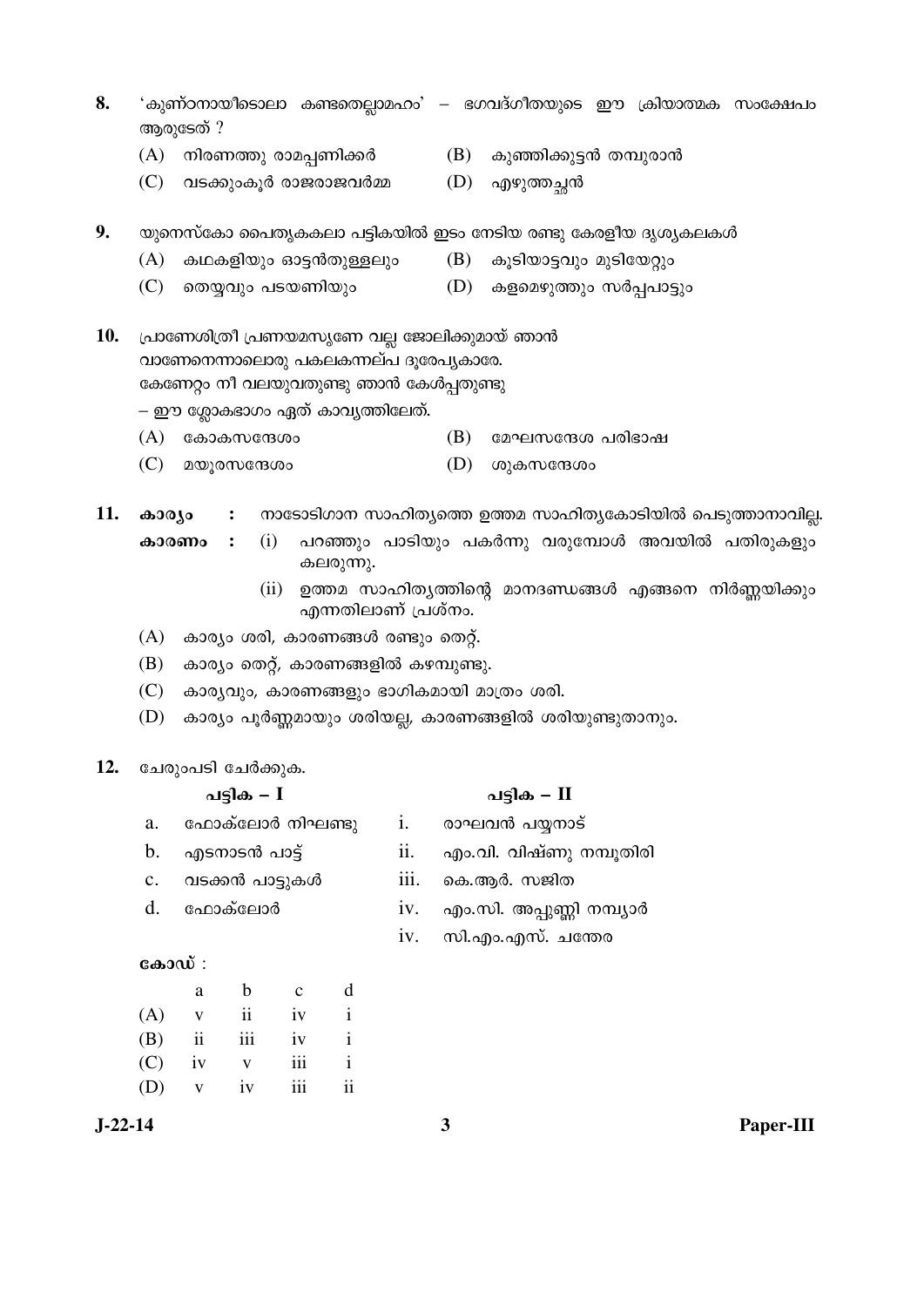8. 'കുണ്ഠനായീടൊലാ കണ്ടതെല്ലാമഹം' – ഭഗവദ്ഗീതയുടെ ഈ ക്രിയാത്മക സംക്ഷേപം ആരുടേത് ?

   (A) നിരണത്തു രാമപ്പണിക്കർ
   (B) കുഞ്ഞിക്കുട്ടൻ തമ്പുരാൻ
   (C) വടക്കുംകൂർ രാജരാജവർമ്മ
   (D) എഴുത്തച്ഛൻ

9. യുനെസ്കോ പൈതൃകകലാ പട്ടികയിൽ ഇടം നേടിയ രണ്ടു കേരളീയ ദൃശ്യകലകൾ

   (A) കഥകളിയും ഓട്ടൻതുള്ളലും
   (B) കൂടിയാട്ടവും മുടിയേറ്റും
   (C) തെയ്യവും പടയണിയും
   (D) കളമെഴുത്തും സർപ്പപാട്ടും

10. പ്രാണേശിത്രീ പ്രണയമസൃണേ വല്ല ജോലിക്കുമായ് ഞാൻ
    വാണേനെന്നാലൊരു പകലകന്നല്പ ദൂരേപ്യകാരേ.
    കേണേറ്റം നീ വലയുവതുണ്ടു ഞാൻ കേൾപ്പതുണ്ടു
    – ഈ ശ്ലോകഭാഗം ഏത് കാവ്യത്തിലേത്.

    (A) കോകസന്ദേശം
    (B) മേഘസന്ദേശ പരിഭാഷ
    (C) മയൂരസന്ദേശം
    (D) ശുകസന്ദേശം

11. **കാര്യം** : നാടോടിഗാന സാഹിത്യത്തെ ഉത്തമ സാഹിത്യകോടിയിൽ പെടുത്താനാവില്ല.

    **കാരണം** : (i) പറഞ്ഞും പാടിയും പകർന്നു വരുമ്പോൾ അവയിൽ പതിരുകളും കലരുന്നു.

    (ii) ഉത്തമ സാഹിത്യത്തിന്റെ മാനദണ്ഡങ്ങൾ എങ്ങനെ നിർണ്ണയിക്കും എന്നതിലാണ് പ്രശ്നം.

    (A) കാര്യം ശരി, കാരണങ്ങൾ രണ്ടും തെറ്റ്.
    (B) കാര്യം തെറ്റ്, കാരണങ്ങളിൽ കഴമ്പുണ്ടു.
    (C) കാര്യവും, കാരണങ്ങളും ഭാഗികമായി മാത്രം ശരി.
    (D) കാര്യം പൂർണ്ണമായും ശരിയല്ല, കാരണങ്ങളിൽ ശരിയുണ്ടുതാനും.

12. ചേരുംപടി ചേർക്കുക.

| | പട്ടിക – I | | പട്ടിക – II |
|---|---|---|---|
| a. | ഫോക്‌ലോർ നിഘണ്ടു | i. | രാഘവൻ പയ്യനാട് |
| b. | എടനാടൻ പാട്ട് | ii. | എം.വി. വിഷ്ണു നമ്പൂതിരി |
| c. | വടക്കൻ പാട്ടുകൾ | iii. | കെ.ആർ. സജിത |
| d. | ഫോക്‌ലോർ | iv. | എം.സി. അപ്പുണ്ണി നമ്പ്യാർ |
| | | iv. | സി.എം.എസ്. ചന്തേര |

**കോഡ്** :

| | a | b | c | d |
|---|---|---|---|---|
| (A) | v | ii | iv | i |
| (B) | ii | iii | iv | i |
| (C) | iv | v | iii | i |
| (D) | v | iv | iii | ii |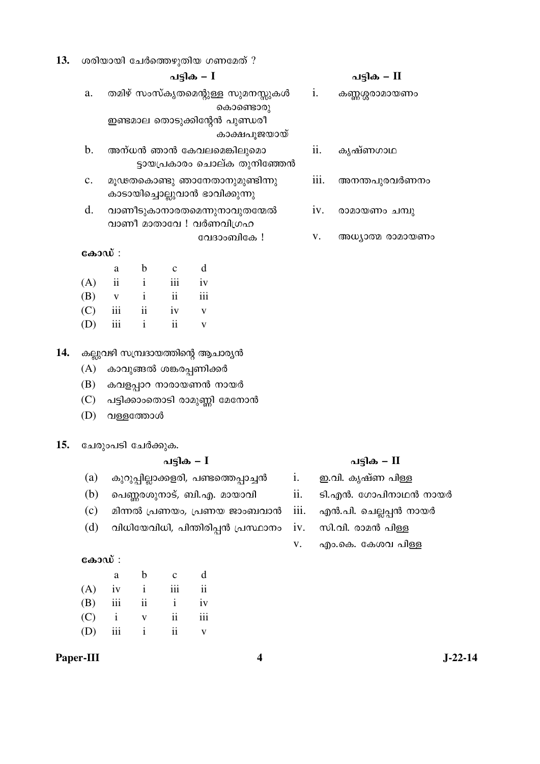13. ശരിയായി ചേർത്തെഴുതിയ ഗണമേത് ?

| | പട്ടിക – I | | പട്ടിക – II |
|---|---|---|---|
| a. | തമിഴ് സംസ്കൃതമെന്റുള്ള സുമനസ്സുകൾ കൊണ്ടൊരു ഇണ്ടമാല തൊടുക്കിന്റേൻ പുണ്ഡരീ കാക്ഷപൂജയായ് | i. | കണ്ണശ്ശരാമായണം |
| b. | അന്ധൻ ഞാൻ കേവലമെങ്കിലുമൊ ട്ടായപ്രകാരം ചൊല്ക തുനിഞ്ഞേൻ | ii. | കൃഷ്ണഗാഥ |
| c. | മൂഢതകൊണ്ടു ഞാനേതാനുമുണ്ടിന്നു കാടായിച്ചൊല്ലുവാൻ ഭാവിക്കുന്നു | iii. | അനന്തപുരവർണനം |
| d. | വാണീടുകാനാരതമെന്നുനാവുതന്മേൽ വാണീ മാതാവേ ! വർണവിഗ്രഹ വേദാംബികേ ! | iv. | രാമായണം ചമ്പു |
| | | v. | അധ്യാത്മ രാമായണം |

കോഡ് :

| | a | b | c | d |
|---|---|---|---|---|
| (A) | ii | i | iii | iv |
| (B) | v | i | ii | iii |
| (C) | iii | ii | iv | v |
| (D) | iii | i | ii | v |

14. കല്ലുവഴി സമ്പ്രദായത്തിന്റെ ആചാര്യൻ

(A) കാവുങ്ങൽ ശങ്കരപ്പണിക്കർ

(B) കവളപ്പാറ നാരായണൻ നായർ

(C) പട്ടിക്കാംതൊടി രാമുണ്ണി മേനോൻ

(D) വള്ളത്തോൾ

15. ചേരുംപടി ചേർക്കുക.

| | പട്ടിക – I | | പട്ടിക – II |
|---|---|---|---|
| (a) | കുറുപ്പില്ലാക്കളരി, പണ്ടത്തെപ്പാച്ചൻ | i. | ഇ.വി. കൃഷ്ണ പിള്ള |
| (b) | പെണ്ണരശുനാട്, ബി.എ. മായാവി | ii. | ടി.എൻ. ഗോപിനാഥൻ നായർ |
| (c) | മിന്നൽ പ്രണയം, പ്രണയ ജാംബവാൻ | iii. | എൻ.പി. ചെല്ലപ്പൻ നായർ |
| (d) | വിധിയേവിധി, പിന്തിരിപ്പൻ പ്രസ്ഥാനം | iv. | സി.വി. രാമൻ പിള്ള |
| | | v. | എം.കെ. കേശവ പിള്ള |

കോഡ് :

| | a | b | c | d |
|---|---|---|---|---|
| (A) | iv | i | iii | ii |
| (B) | iii | ii | i | iv |
| (C) | i | v | ii | iii |
| (D) | iii | i | ii | v |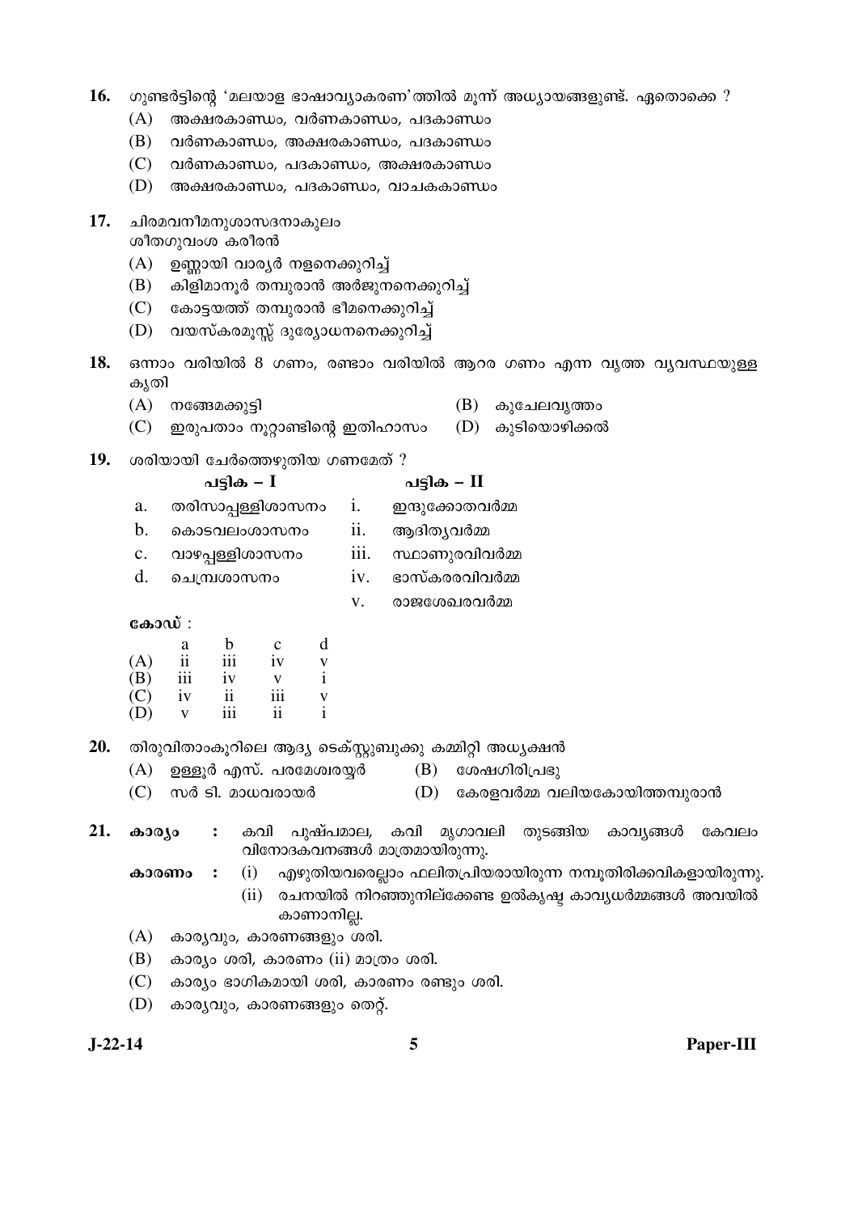16. ഗുണ്ടർട്ടിന്റെ 'മലയാള ഭാഷാവ്യാകരണ'ത്തിൽ മൂന്ന് അധ്യായങ്ങളുണ്ട്. ഏതൊക്കെ ?

(A) അക്ഷരകാണ്ഡം, വർണകാണ്ഡം, പദകാണ്ഡം

(B) വർണകാണ്ഡം, അക്ഷരകാണ്ഡം, പദകാണ്ഡം

(C) വർണകാണ്ഡം, പദകാണ്ഡം, അക്ഷരകാണ്ഡം

(D) അക്ഷരകാണ്ഡം, പദകാണ്ഡം, വാചകകാണ്ഡം

17. ചിരമവനീമനുശാസദനാകുലം
ശീതഗുവംശ കരീരൻ

(A) ഉണ്ണായി വാര്യർ നളനെക്കുറിച്ച്

(B) കിളിമാനൂർ തമ്പുരാൻ അർജുനനെക്കുറിച്ച്

(C) കോട്ടയത്ത് തമ്പുരാൻ ഭീമനെക്കുറിച്ച്

(D) വയസ്കരമൂസ്സ് ദുര്യോധനനെക്കുറിച്ച്

18. ഒന്നാം വരിയിൽ 8 ഗണം, രണ്ടാം വരിയിൽ ആറര ഗണം എന്ന വൃത്ത വ്യവസ്ഥയുള്ള കൃതി

(A) നങ്ങേമക്കുട്ടി

(B) കുചേലവൃത്തം

(C) ഇരുപതാം നൂറ്റാണ്ടിന്റെ ഇതിഹാസം

(D) കുടിയൊഴിക്കൽ

19. ശരിയായി ചേർത്തെഴുതിയ ഗണമേത് ?

| | പട്ടിക – I | | പട്ടിക – II |
|---|---|---|---|
| a. | തരിസാപ്പള്ളിശാസനം | i. | ഇന്ദുക്കോതവർമ്മ |
| b. | കൊടവലംശാസനം | ii. | ആദിത്യവർമ്മ |
| c. | വാഴപ്പള്ളിശാസനം | iii. | സ്ഥാണുരവിവർമ്മ |
| d. | ചെമ്പ്രശാസനം | iv. | ഭാസ്കരരവിവർമ്മ |
| | | v. | രാജശേഖരവർമ്മ |

**കോഡ്** :

| | a | b | c | d |
|---|---|---|---|---|
| (A) | ii | iii | iv | v |
| (B) | iii | iv | v | i |
| (C) | iv | ii | iii | v |
| (D) | v | iii | ii | i |

20. തിരുവിതാംകൂറിലെ ആദ്യ ടെക്സ്റ്റുബുക്കു കമ്മിറ്റി അധ്യക്ഷൻ

(A) ഉള്ളൂർ എസ്. പരമേശ്വരയ്യർ

(B) ശേഷഗിരിപ്രഭു

(C) സർ ടി. മാധവരായർ

(D) കേരളവർമ്മ വലിയകോയിത്തമ്പുരാൻ

21. **കാര്യം** : കവി പുഷ്പമാല, കവി മൃഗാവലി തുടങ്ങിയ കാവ്യങ്ങൾ കേവലം വിനോദകവനങ്ങൾ മാത്രമായിരുന്നു.

**കാരണം** : (i) എഴുതിയവരെല്ലാം ഫലിതപ്രിയരായിരുന്ന നമ്പൂതിരിക്കവികളായിരുന്നു.

(ii) രചനയിൽ നിറഞ്ഞുനില്ക്കേണ്ട ഉൽകൃഷ്ട കാവ്യധർമ്മങ്ങൾ അവയിൽ കാണാനില്ല.

(A) കാര്യവും, കാരണങ്ങളും ശരി.

(B) കാര്യം ശരി, കാരണം (ii) മാത്രം ശരി.

(C) കാര്യം ഭാഗികമായി ശരി, കാരണം രണ്ടും ശരി.

(D) കാര്യവും, കാരണങ്ങളും തെറ്റ്.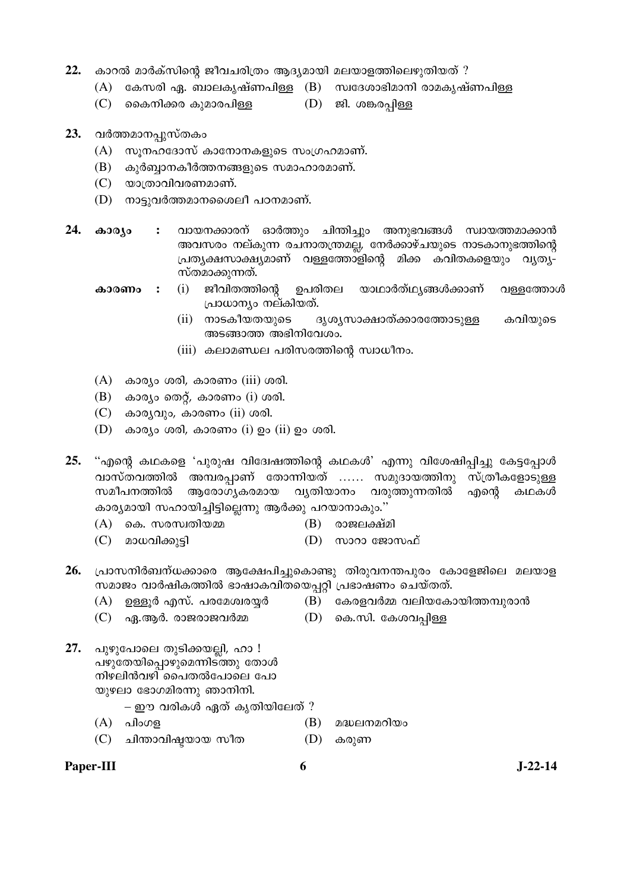22. കാറൽ മാർക്സിന്റെ ജീവചരിത്രം ആദ്യമായി മലയാളത്തിലെഴുതിയത് ?
   (A) കേസരി എ. ബാലകൃഷ്ണപിള്ള (B) സ്വദേശാഭിമാനി രാമകൃഷ്ണപിള്ള
   (C) കൈനിക്കര കുമാരപിള്ള (D) ജി. ശങ്കരപ്പിള്ള

23. വർത്തമാനപ്പുസ്തകം
   (A) സൂനഹദോസ് കാനോനകളുടെ സംഗ്രഹമാണ്.
   (B) കുർബ്ബാനകീർത്തനങ്ങളുടെ സമാഹാരമാണ്.
   (C) യാത്രാവിവരണമാണ്.
   (D) നാട്ടുവർത്തമാനശൈലീ പഠനമാണ്.

24. **കാര്യം** : വായനക്കാരന് ഓർത്തും ചിന്തിച്ചും അനുഭവങ്ങൾ സ്വായത്തമാക്കാൻ അവസരം നല്കുന്ന രചനാതന്ത്രമല്ല, നേർക്കാഴ്ചയുടെ നാടകാനുഭത്തിന്റെ പ്രത്യക്ഷസാക്ഷ്യമാണ് വള്ളത്തോളിന്റെ മിക്ക കവിതകളെയും വ്യത്യസ്തമാക്കുന്നത്.

   **കാരണം** : (i) ജീവിതത്തിന്റെ ഉപരിതല യാഥാർത്ഥ്യങ്ങൾക്കാണ് വള്ളത്തോൾ പ്രാധാന്യം നല്കിയത്.
   (ii) നാടകീയതയുടെ ദൃശ്യസാക്ഷാത്കാരത്തോടുള്ള കവിയുടെ അടങ്ങാത്ത അഭിനിവേശം.
   (iii) കലാമണ്ഡല പരിസരത്തിന്റെ സ്വാധീനം.

   (A) കാര്യം ശരി, കാരണം (iii) ശരി.
   (B) കാര്യം തെറ്റ്, കാരണം (i) ശരി.
   (C) കാര്യവും, കാരണം (ii) ശരി.
   (D) കാര്യം ശരി, കാരണം (i) ഉം (ii) ഉം ശരി.

25. "എന്റെ കഥകളെ 'പുരുഷ വിദ്വേഷത്തിന്റെ കഥകൾ' എന്നു വിശേഷിപ്പിച്ചു കേട്ടപ്പോൾ വാസ്തവത്തിൽ അമ്പരപ്പാണ് തോന്നിയത് ...... സമുദായത്തിനു സ്ത്രീകളോടുള്ള സമീപനത്തിൽ ആരോഗ്യകരമായ വ്യതിയാനം വരുത്തുന്നതിൽ എന്റെ കഥകൾ കാര്യമായി സഹായിച്ചിട്ടില്ലെന്നു ആർക്കു പറയാനാകും."
   (A) കെ. സരസ്വതിയമ്മ (B) രാജലക്ഷ്മി
   (C) മാധവിക്കുട്ടി (D) സാറാ ജോസഫ്

26. പ്രാസനിർബന്ധക്കാരെ ആക്ഷേപിച്ചുകൊണ്ടു തിരുവനന്തപുരം കോളേജിലെ മലയാള സമാജം വാർഷികത്തിൽ ഭാഷാകവിതയെപ്പറ്റി പ്രഭാഷണം ചെയ്തത്.
   (A) ഉള്ളൂർ എസ്. പരമേശ്വരയ്യർ (B) കേരളവർമ്മ വലിയകോയിത്തമ്പുരാൻ
   (C) എ.ആർ. രാജരാജവർമ്മ (D) കെ.സി. കേശവപ്പിള്ള

27. പുഴുപോലെ തുടിക്കയല്ലി, ഹാ !
   പഴുതേയിപ്പൊഴുമെന്നിടത്തു തോൾ
   നിഴലിൻവഴി പൈതൽപോലെ പോ
   യുഴലാ ഭോഗമിരന്നു ഞാനിനി.

   – ഈ വരികൾ ഏത് കൃതിയിലേത് ?
   (A) പിംഗള (B) മദ്ധലനമറിയം
   (C) ചിന്താവിഷ്ടയായ സീത (D) കരുണ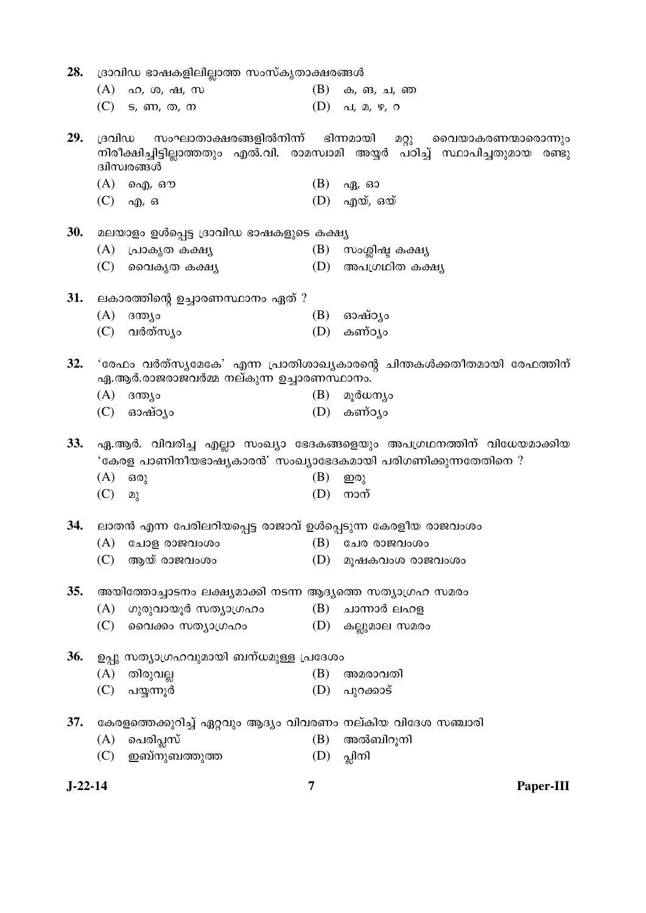28. ദ്രാവിഡ ഭാഷകളിലില്ലാത്ത സംസ്കൃതാക്ഷരങ്ങൾ

(A) ഹ, ശ, ഷ, സ
(B) ക, ങ, ച, ഞ
(C) ട, ണ, ത, ന
(D) പ, മ, ഴ, റ

29. ദ്രവിഡ സംഘാതാക്ഷരങ്ങളിൽനിന്ന് ഭിന്നമായി മറ്റു വൈയാകരണന്മാരൊന്നും നിരീക്ഷിച്ചിട്ടില്ലാത്തതും എൽ.വി. രാമസ്വാമി അയ്യർ പഠിച്ച് സ്ഥാപിച്ചതുമായ രണ്ടു ദ്വിസ്വരങ്ങൾ

(A) ഐ, ഔ
(B) ഏ, ഓ
(C) എ, ഒ
(D) എയ്, ഒയ്

30. മലയാളം ഉൾപ്പെട്ട ദ്രാവിഡ ഭാഷകളുടെ കക്ഷ്യ

(A) പ്രാകൃത കക്ഷ്യ
(B) സംശ്ലിഷ്ട കക്ഷ്യ
(C) വൈകൃത കക്ഷ്യ
(D) അപഗ്രഥിത കക്ഷ്യ

31. ലകാരത്തിന്റെ ഉച്ചാരണസ്ഥാനം ഏത് ?

(A) ദന്ത്യം
(B) ഓഷ്ഠ്യം
(C) വർത്സ്യം
(D) കണ്ഠ്യം

32. 'രേഫം വർത്സ്യമേകേ' എന്ന പ്രാതിശാഖ്യകാരന്റെ ചിന്തകൾക്കതീതമായി രേഫത്തിന് ഏ.ആർ.രാജരാജവർമ്മ നല്കുന്ന ഉച്ചാരണസ്ഥാനം.

(A) ദന്ത്യം
(B) മൂർധന്യം
(C) ഓഷ്ഠ്യം
(D) കണ്ഠ്യം

33. ഏ.ആർ. വിവരിച്ച എല്ലാ സംഖ്യാ ഭേദകങ്ങളെയും അപഗ്രഥനത്തിന് വിധേയമാക്കിയ 'കേരള പാണിനീയഭാഷ്യകാരൻ' സംഖ്യാഭേദകമായി പരിഗണിക്കുന്നതേതിനെ ?

(A) ഒരു
(B) ഇരു
(C) മു
(D) നാന്

34. ലാതൻ എന്ന പേരിലറിയപ്പെട്ട രാജാവ് ഉൾപ്പെടുന്ന കേരളീയ രാജവംശം

(A) ചോള രാജവംശം
(B) ചേര രാജവംശം
(C) ആയ് രാജവംശം
(D) മൂഷകവംശ രാജവംശം

35. അയിത്തോച്ചാടനം ലക്ഷ്യമാക്കി നടന്ന ആദ്യത്തെ സത്യാഗ്രഹ സമരം

(A) ഗുരുവായൂർ സത്യാഗ്രഹം
(B) ചാന്നാർ ലഹള
(C) വൈക്കം സത്യാഗ്രഹം
(D) കല്ലുമാല സമരം

36. ഉപ്പു സത്യാഗ്രഹവുമായി ബന്ധമുള്ള പ്രദേശം

(A) തിരുവല്ല
(B) അമരാവതി
(C) പയ്യന്നൂർ
(D) പുറക്കാട്

37. കേരളത്തെക്കുറിച്ച് ഏറ്റവും ആദ്യം വിവരണം നല്കിയ വിദേശ സഞ്ചാരി

(A) പെരിപ്ലസ്
(B) അൽബിറൂനി
(C) ഇബ്നുബത്തൂത്ത
(D) പ്ലിനി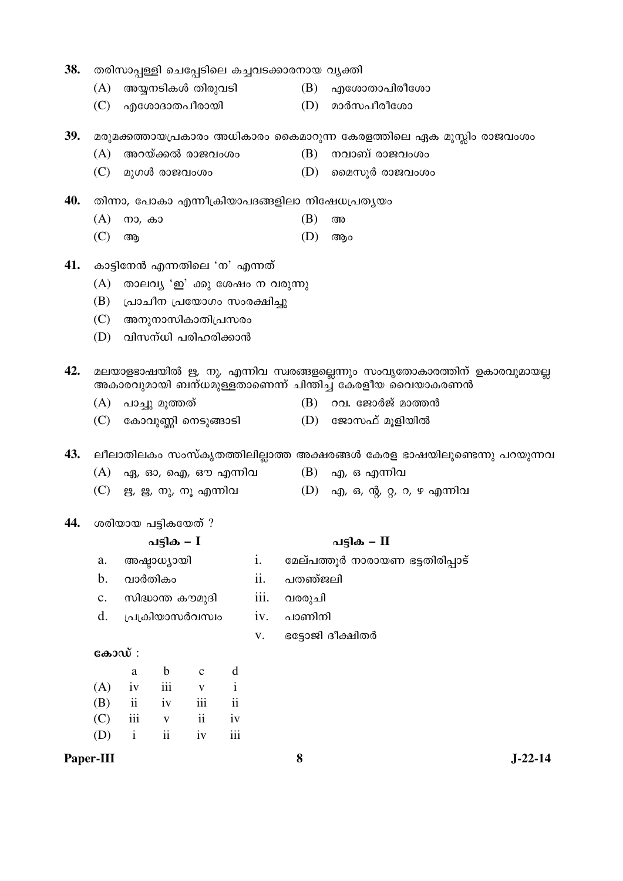**38.** തരിസാപ്പള്ളി ചെപ്പേടിലെ കച്ചവടക്കാരനായ വ്യക്തി

(A) അയ്യനടികൾ തിരുവടി (B) എശോതാപിരീശോ

(C) എശോദാതപീരായി (D) മാർസപീരീശോ

**39.** മരുമക്കത്തായപ്രകാരം അധികാരം കൈമാറുന്ന കേരളത്തിലെ ഏക മുസ്ലിം രാജവംശം

(A) അറയ്ക്കൽ രാജവംശം (B) നവാബ് രാജവംശം

(C) മുഗൾ രാജവംശം (D) മൈസൂർ രാജവംശം

**40.** തിന്നാ, പോകാ എന്നീക്രിയാപദങ്ങളിലാ നിഷേധപ്രത്യയം

(A) നാ, കാ (B) അ

(C) ആ (D) ആം

**41.** കാട്ടിനേൻ എന്നതിലെ 'ന' എന്നത്

(A) താലവ്യ 'ഇ' ക്കു ശേഷം ന വരുന്നു

(B) പ്രാചീന പ്രയോഗം സംരക്ഷിച്ചു

(C) അനുനാസികാതിപ്രസരം

(D) വിസന്ധി പരിഹരിക്കാൻ

**42.** മലയാളഭാഷയിൽ ഋ, നൃ, എന്നിവ സ്വരങ്ങളല്ലെന്നും സംവൃതോകാരത്തിന് ഉകാരവുമായല്ല അകാരവുമായി ബന്ധമുള്ളതാണെന്ന് ചിന്തിച്ച കേരളീയ വൈയാകരണൻ

(A) പാച്ചു മൂത്തത് (B) റവ. ജോർജ് മാത്തൻ

(C) കോവുണ്ണി നെടുങ്ങാടി (D) ജോസഫ് മൂളിയിൽ

**43.** ലീലാതിലകം സംസ്കൃതത്തിലില്ലാത്ത അക്ഷരങ്ങൾ കേരള ഭാഷയിലുണ്ടെന്നു പറയുന്നവ

(A) ഏ, ഓ, ഐ, ഔ എന്നിവ (B) എ, ഒ എന്നിവ

(C) ഋ, ൠ, നു, നൂ എന്നിവ (D) എ, ഒ, ന്റ, റ്റ, റ, ഴ എന്നിവ

**44.** ശരിയായ പട്ടികയേത് ?

| | പട്ടിക – I | | പട്ടിക – II |
|---|---|---|---|
| a. | അഷ്ടാധ്യായി | i. | മേല്പത്തൂർ നാരായണ ഭട്ടതിരിപ്പാട് |
| b. | വാർതികം | ii. | പതഞ്ജലി |
| c. | സിദ്ധാന്ത കൗമുദി | iii. | വരരുചി |
| d. | പ്രക്രിയാസർവസ്വം | iv. | പാണിനി |
| | | v. | ഭട്ടോജി ദീക്ഷിതർ |

**കോഡ്** :

| | a | b | c | d |
|---|---|---|---|---|
| (A) | iv | iii | v | i |
| (B) | ii | iv | iii | ii |
| (C) | iii | v | ii | iv |
| (D) | i | ii | iv | iii |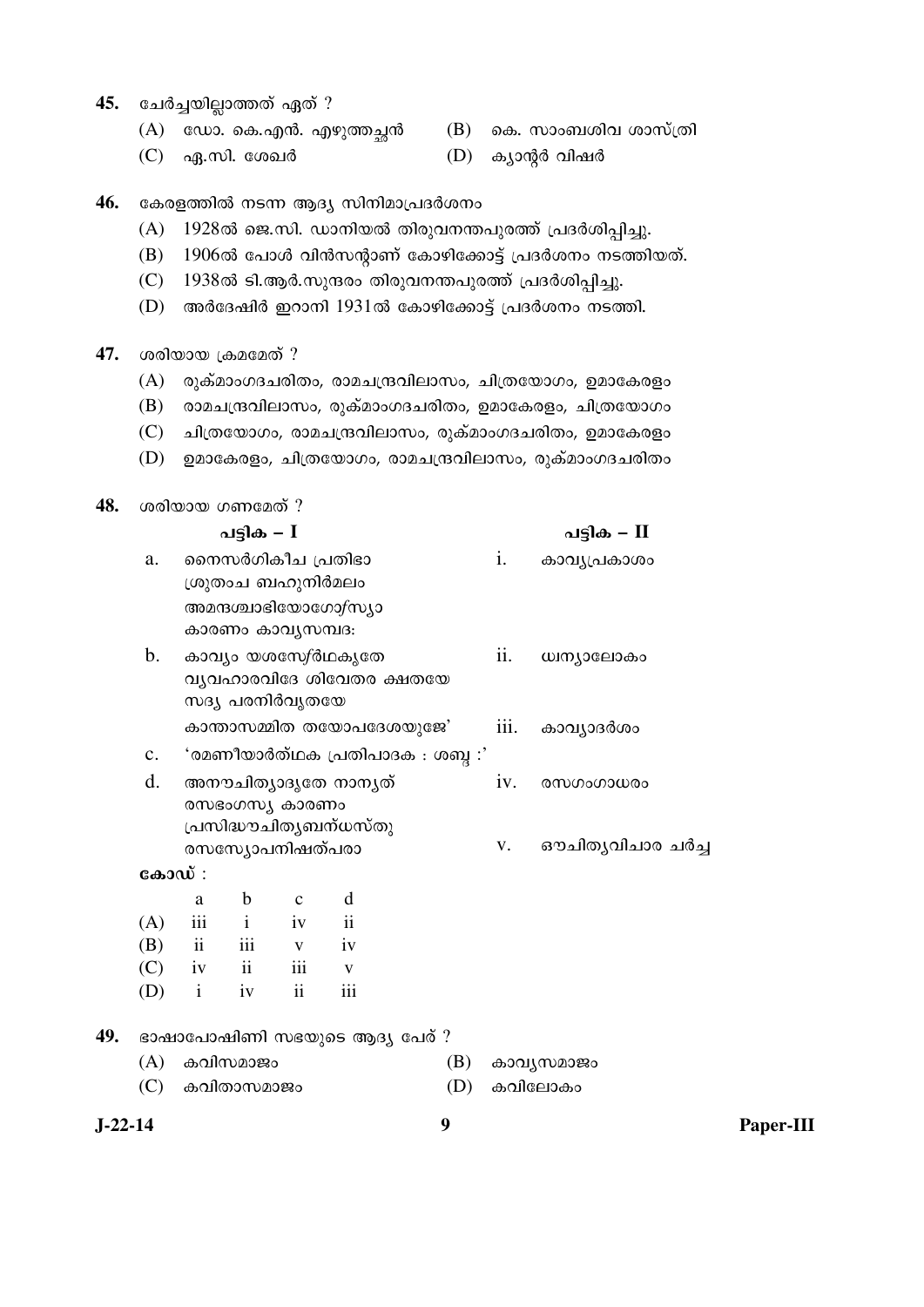45. ചേർച്ചയില്ലാത്തത് ഏത് ?

(A) ഡോ. കെ.എൻ. എഴുത്തച്ഛൻ
(B) കെ. സാംബശിവ ശാസ്ത്രി
(C) ഏ.സി. ശേഖർ
(D) ക്യാന്റർ വിഷർ

46. കേരളത്തിൽ നടന്ന ആദ്യ സിനിമാപ്രദർശനം

(A) 1928ൽ ജെ.സി. ഡാനിയൽ തിരുവനന്തപുരത്ത് പ്രദർശിപ്പിച്ചു.
(B) 1906ൽ പോൾ വിൻസന്റാണ് കോഴിക്കോട്ട് പ്രദർശനം നടത്തിയത്.
(C) 1938ൽ ടി.ആർ.സുന്ദരം തിരുവനന്തപുരത്ത് പ്രദർശിപ്പിച്ചു.
(D) അർദേഷിർ ഇറാനി 1931ൽ കോഴിക്കോട്ട് പ്രദർശനം നടത്തി.

47. ശരിയായ ക്രമമേത് ?

(A) രുക്മാംഗദചരിതം, രാമചന്ദ്രവിലാസം, ചിത്രയോഗം, ഉമാകേരളം
(B) രാമചന്ദ്രവിലാസം, രുക്മാംഗദചരിതം, ഉമാകേരളം, ചിത്രയോഗം
(C) ചിത്രയോഗം, രാമചന്ദ്രവിലാസം, രുക്മാംഗദചരിതം, ഉമാകേരളം
(D) ഉമാകേരളം, ചിത്രയോഗം, രാമചന്ദ്രവിലാസം, രുക്മാംഗദചരിതം

48. ശരിയായ ഗണമേത് ?

| | പട്ടിക – I | | പട്ടിക – II |
|---|---|---|---|
| a. | നൈസർഗികീച പ്രതിഭാ ശ്രുതംച ബഹുനിർമലം അമന്ദശ്ചാഭിയോഗോ$^{/}$സ്യാ കാരണം കാവ്യസമ്പദ: | i. | കാവ്യപ്രകാശം |
| b. | കാവ്യം യശസേ$^{/}$ർഥകൃതേ വ്യവഹാരവിദേ ശിവേതര ക്ഷതയേ സദ്യ പരനിർവൃതയേ കാന്താസമ്മിത തയോപദേശയുജേ' | ii. | ധ്വന്യാലോകം |
| | | iii. | കാവ്യാദർശം |
| c. | 'രമണീയാർത്ഥക പ്രതിപാദക : ശബ്ദ :' | | |
| d. | അനൗചിത്യാദൃതേ നാന്യത് രസഭംഗസ്യ കാരണം പ്രസിദ്ധൗചിത്യബന്ധസ്തു രസസ്യോപനിഷത്പരാ | iv. | രസഗംഗാധരം |
| | | v. | ഔചിത്യവിചാര ചർച്ച |

**കോഡ്** :

| | a | b | c | d |
|---|---|---|---|---|
| (A) | iii | i | iv | ii |
| (B) | ii | iii | v | iv |
| (C) | iv | ii | iii | v |
| (D) | i | iv | ii | iii |

49. ഭാഷാപോഷിണി സഭയുടെ ആദ്യ പേര് ?

(A) കവിസമാജം
(B) കാവ്യസമാജം
(C) കവിതാസമാജം
(D) കവിലോകം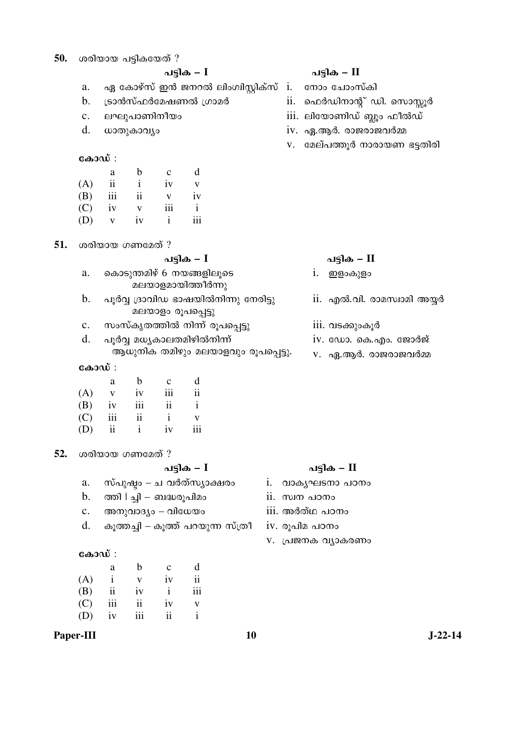**50.** ശരിയായ പട്ടികയേത് ?

| | പട്ടിക – I | | പട്ടിക – II |
|---|---|---|---|
| a. | ഏ കോഴ്സ് ഇൻ ജനറൽ ലിംഗ്വിസ്റ്റിക്സ് | i. | നോം ചോംസ്കി |
| b. | ട്രാൻസ്ഫർമേഷണൽ ഗ്രാമർ | ii. | ഫെർഡിനാന്റ് ഡി. സൊസ്സൂർ |
| c. | ലഘുപാണിനീയം | iii. | ലിയോണിഡ് ബ്ലൂം ഫീൽഡ് |
| d. | ധാതുകാവ്യം | iv. | ഏ.ആർ. രാജരാജവർമ്മ |
| | | v. | മേല്പത്തൂർ നാരായണ ഭട്ടതിരി |

**കോഡ് :**

| | a | b | c | d |
|---|---|---|---|---|
| (A) | ii | i | iv | v |
| (B) | iii | ii | v | iv |
| (C) | iv | v | iii | i |
| (D) | v | iv | i | iii |

**51.** ശരിയായ ഗണമേത് ?

| | പട്ടിക – I | | പട്ടിക – II |
|---|---|---|---|
| a. | കൊടുന്തമിഴ് 6 നയങ്ങളിലൂടെ മലയാളമായിത്തീർന്നു | i. | ഇളംകുളം |
| b. | പൂർവ്വ ദ്രാവിഡ ഭാഷയിൽനിന്നു നേരിട്ടു മലയാളം രൂപപ്പെട്ടു | ii. | എൽ.വി. രാമസ്വാമി അയ്യർ |
| c. | സംസ്കൃതത്തിൽ നിന്ന് രൂപപ്പെട്ടു | iii. | വടക്കുംകൂർ |
| d. | പൂർവ്വ മധ്യകാലതമിഴിൽനിന്ന് ആധുനിക തമിഴും മലയാളവും രൂപപ്പെട്ടു. | iv. | ഡോ. കെ.എം. ജോർജ് |
| | | v. | ഏ.ആർ. രാജരാജവർമ്മ |

**കോഡ് :**

| | a | b | c | d |
|---|---|---|---|---|
| (A) | v | iv | iii | ii |
| (B) | iv | iii | ii | i |
| (C) | iii | ii | i | v |
| (D) | ii | i | iv | iii |

**52.** ശരിയായ ഗണമേത് ?

| | പട്ടിക – I | | പട്ടിക – II |
|---|---|---|---|
| a. | സ്പൃഷ്ടം – ച വർത്സ്യാക്ഷരം | i. | വാക്യഘടനാ പഠനം |
| b. | ത്തി ǀ ച്ചി – ബദ്ധരൂപിമം | ii. | സ്വന പഠനം |
| c. | അനുവാദ്യം – വിധേയം | iii. | അർത്ഥ പഠനം |
| d. | കൂത്തച്ചി – കൂത്ത് പറയുന്ന സ്ത്രീ | iv. | രൂപിമ പഠനം |
| | | v. | പ്രജനക വ്യാകരണം |

**കോഡ് :**

| | a | b | c | d |
|---|---|---|---|---|
| (A) | i | v | iv | ii |
| (B) | ii | iv | i | iii |
| (C) | iii | ii | iv | v |
| (D) | iv | iii | ii | i |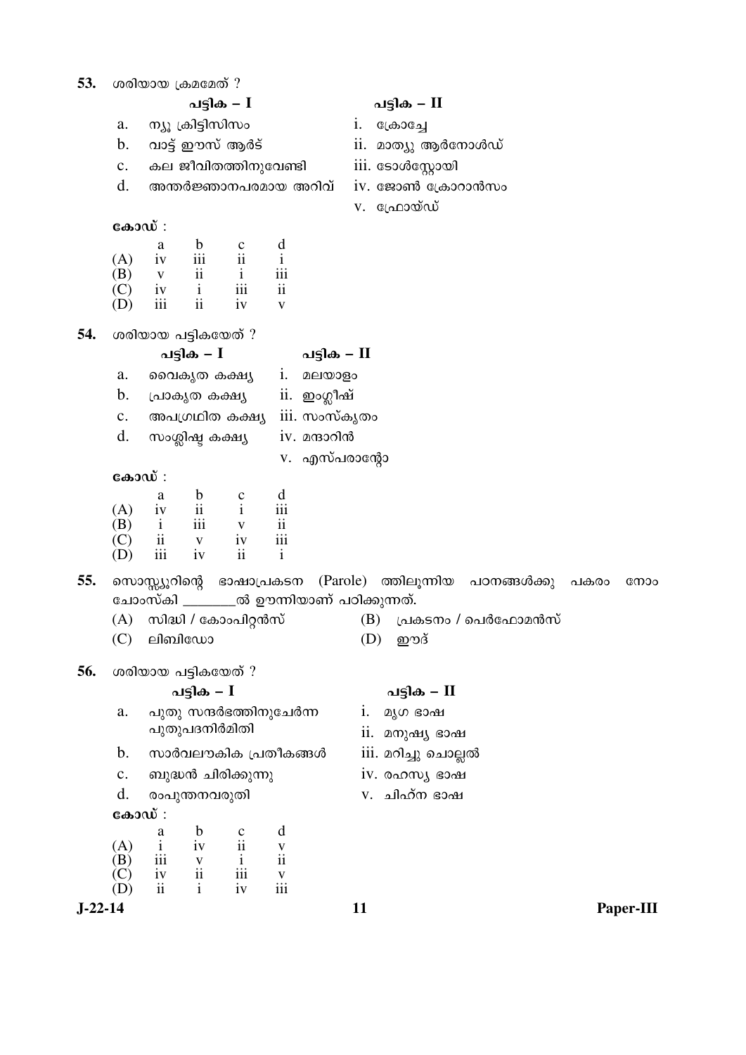**53.** ശരിയായ ക്രമമേത് ?

| | പട്ടിക – I | | പട്ടിക – II |
|---|---|---|---|
| a. | ന്യൂ ക്രിട്ടിസിസം | i. | ക്രോച്ചേ |
| b. | വാട്ട് ഈസ് ആർട് | ii. | മാത്യു ആർനോൾഡ് |
| c. | കല ജീവിതത്തിനുവേണ്ടി | iii. | ടോൾസ്റ്റോയി |
| d. | അന്തർജ്ഞാനപരമായ അറിവ് | iv. | ജോൺ ക്രോറാൻസം |
| | | v. | ഫ്രോയ്ഡ് |

**കോഡ്** :

| | a | b | c | d |
|---|---|---|---|---|
| (A) | iv | iii | ii | i |
| (B) | v | ii | i | iii |
| (C) | iv | i | iii | ii |
| (D) | iii | ii | iv | v |

**54.** ശരിയായ പട്ടികയേത് ?

| | പട്ടിക – I | | പട്ടിക – II |
|---|---|---|---|
| a. | വൈകൃത കക്ഷ്യ | i. | മലയാളം |
| b. | പ്രാകൃത കക്ഷ്യ | ii. | ഇംഗ്ലീഷ് |
| c. | അപഗ്രഥിത കക്ഷ്യ | iii. | സംസ്കൃതം |
| d. | സംശ്ലിഷ്ട കക്ഷ്യ | iv. | മന്ദാറിൻ |
| | | v. | എസ്പരാന്റോ |

**കോഡ്** :

| | a | b | c | d |
|---|---|---|---|---|
| (A) | iv | ii | i | iii |
| (B) | i | iii | v | ii |
| (C) | ii | v | iv | iii |
| (D) | iii | iv | ii | i |

**55.** സൊസ്സ്യൂറിന്റെ ഭാഷാപ്രകടന (Parole) ത്തിലൂന്നിയ പഠനങ്ങൾക്കു പകരം നോം ചോംസ്കി ________ൽ ഊന്നിയാണ് പഠിക്കുന്നത്.

(A) സിദ്ധി / കോംപിറ്റൻസ്
(B) പ്രകടനം / പെർഫോമൻസ്
(C) ലിബിഡോ
(D) ഈദ്

**56.** ശരിയായ പട്ടികയേത് ?

| | പട്ടിക – I | | പട്ടിക – II |
|---|---|---|---|
| a. | പുതു സന്ദർഭത്തിനുചേർന്ന പുതുപദനിർമിതി | i. | മൃഗ ഭാഷ |
| | | ii. | മനുഷ്യ ഭാഷ |
| b. | സാർവലൗകിക പ്രതീകങ്ങൾ | iii. | മറിച്ചു ചൊല്ലൽ |
| c. | ബുദ്ധൻ ചിരിക്കുന്നു | iv. | രഹസ്യ ഭാഷ |
| d. | രംപുന്തനവരുതി | v. | ചിഹ്ന ഭാഷ |

**കോഡ്** :

| | a | b | c | d |
|---|---|---|---|---|
| (A) | i | iv | ii | v |
| (B) | iii | v | i | ii |
| (C) | iv | ii | iii | v |
| (D) | ii | i | iv | iii |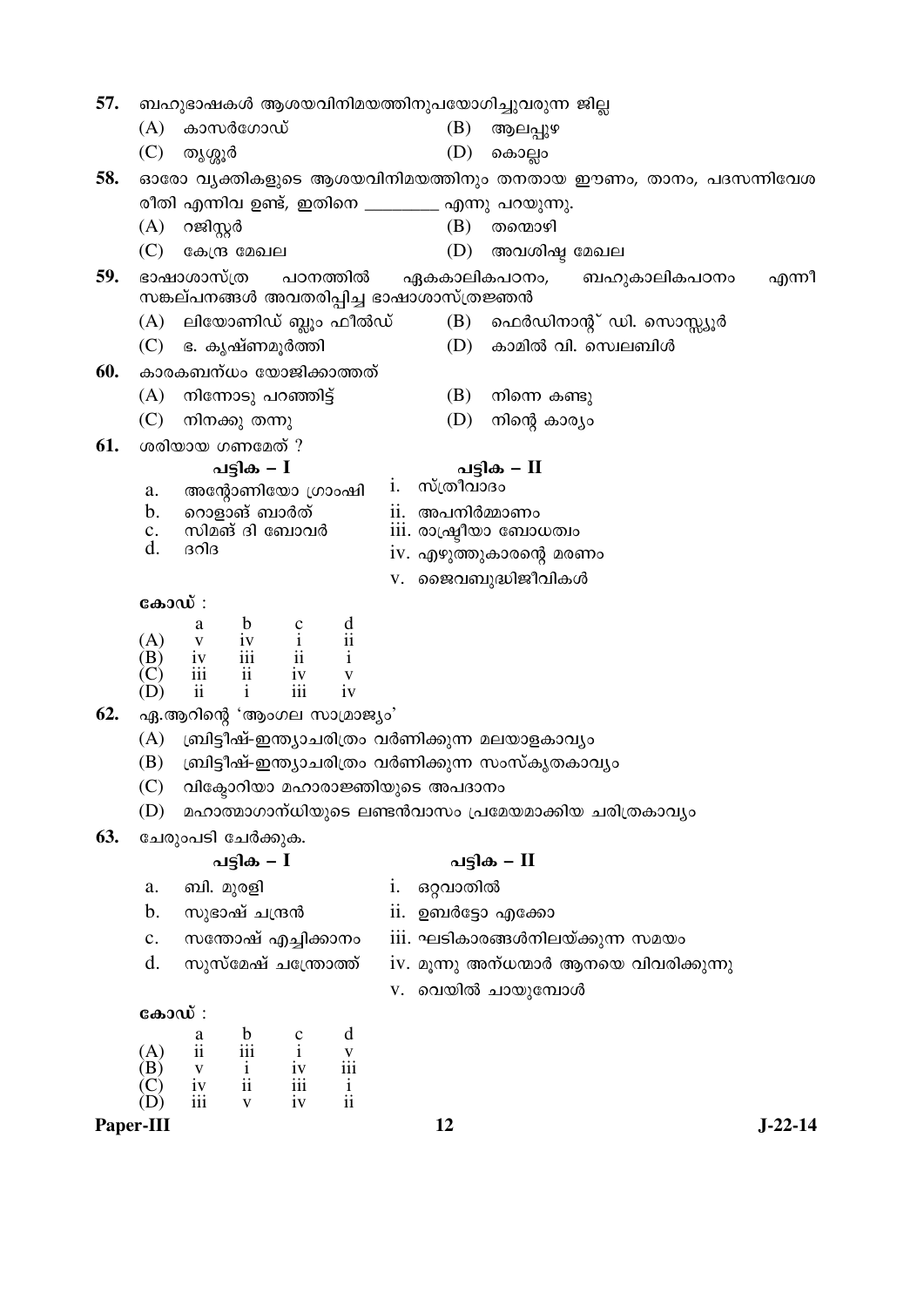57. ബഹുഭാഷകൾ ആശയവിനിമയത്തിനുപയോഗിച്ചുവരുന്ന ജില്ല

(A) കാസർഗോഡ്
(B) ആലപ്പുഴ
(C) തൃശ്ശൂർ
(D) കൊല്ലം

58. ഓരോ വ്യക്തികളുടെ ആശയവിനിമയത്തിനും തനതായ ഈണം, താനം, പദസന്നിവേശ രീതി എന്നിവ ഉണ്ട്, ഇതിനെ _________ എന്നു പറയുന്നു.

(A) റജിസ്റ്റർ
(B) തന്മൊഴി
(C) കേന്ദ്ര മേഖല
(D) അവശിഷ്ട മേഖല

59. ഭാഷാശാസ്ത്ര പഠനത്തിൽ ഏകകാലികപഠനം, ബഹുകാലികപഠനം എന്നീ സങ്കല്പനങ്ങൾ അവതരിപ്പിച്ച ഭാഷാശാസ്ത്രജ്ഞൻ

(A) ലിയോണിഡ് ബ്ലൂം ഫീൽഡ്
(B) ഫെർഡിനാന്റ് ഡി. സൊസ്സ്യൂർ
(C) ഭ. കൃഷ്ണമൂർത്തി
(D) കാമിൽ വി. സ്വെലബിൾ

60. കാരകബന്ധം യോജിക്കാത്തത്

(A) നിന്നോടു പറഞ്ഞിട്ട്
(B) നിന്നെ കണ്ടു
(C) നിനക്കു തന്നു
(D) നിന്റെ കാര്യം

61. ശരിയായ ഗണമേത് ?

| | പട്ടിക – I | | പട്ടിക – II |
|---|---|---|---|
| a. | അന്റോണിയോ ഗ്രാംഷി | i. | സ്ത്രീവാദം |
| b. | റൊളാങ് ബാർത് | ii. | അപനിർമ്മാണം |
| c. | സിമങ് ദി ബോവർ | iii. | രാഷ്ട്രീയാ ബോധത്വം |
| d. | ദറിദ | iv. | എഴുത്തുകാരന്റെ മരണം |
| | | v. | ജൈവബുദ്ധിജീവികൾ |

കോഡ് :

| | a | b | c | d |
|---|---|---|---|---|
| (A) | v | iv | i | ii |
| (B) | iv | iii | ii | i |
| (C) | iii | ii | iv | v |
| (D) | ii | i | iii | iv |

62. ഏ.ആറിന്റെ 'ആംഗല സാമ്രാജ്യം'

(A) ബ്രിട്ടീഷ്-ഇന്ത്യാചരിത്രം വർണിക്കുന്ന മലയാളകാവ്യം
(B) ബ്രിട്ടീഷ്-ഇന്ത്യാചരിത്രം വർണിക്കുന്ന സംസ്കൃതകാവ്യം
(C) വിക്ടോറിയാ മഹാരാജ്ഞിയുടെ അപദാനം
(D) മഹാത്മാഗാന്ധിയുടെ ലണ്ടൻവാസം പ്രമേയമാക്കിയ ചരിത്രകാവ്യം

63. ചേരുംപടി ചേർക്കുക.

| | പട്ടിക – I | | പട്ടിക – II |
|---|---|---|---|
| a. | ബി. മുരളി | i. | ഒറ്റവാതിൽ |
| b. | സുഭാഷ് ചന്ദ്രൻ | ii. | ഉമ്പർട്ടോ എക്കോ |
| c. | സന്തോഷ് എച്ചിക്കാനം | iii. | ഘടികാരങ്ങൾനിലയ്ക്കുന്ന സമയം |
| d. | സുസ്മേഷ് ചന്ത്രോത്ത് | iv. | മൂന്നു അന്ധന്മാർ ആനയെ വിവരിക്കുന്നു |
| | | v. | വെയിൽ ചായുമ്പോൾ |

കോഡ് :

| | a | b | c | d |
|---|---|---|---|---|
| (A) | ii | iii | i | v |
| (B) | v | i | iv | iii |
| (C) | iv | ii | iii | i |
| (D) | iii | v | iv | ii |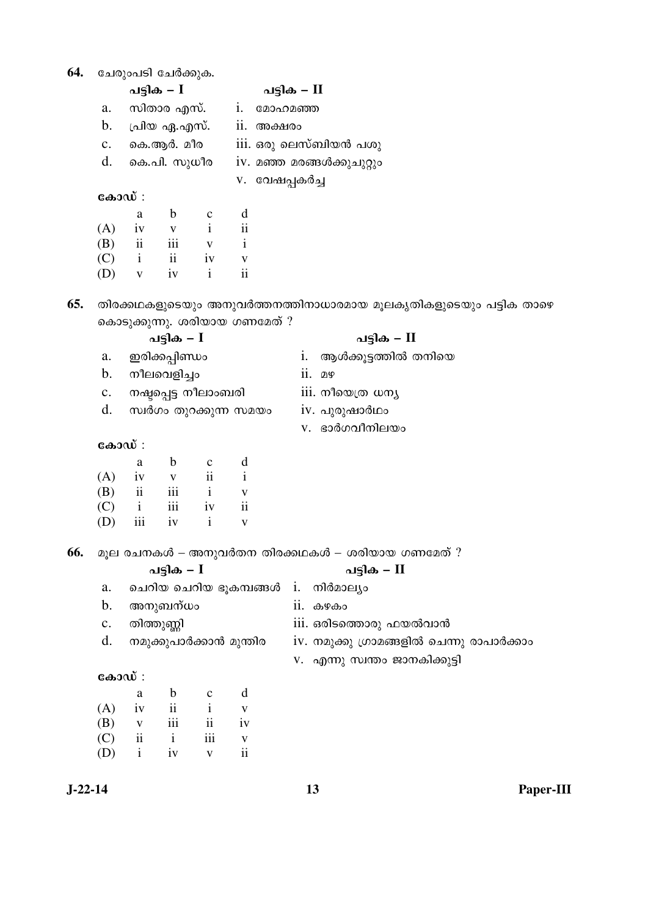64. ചേരുംപടി ചേർക്കുക.

| | പട്ടിക – I | | പട്ടിക – II |
|---|---|---|---|
| a. | സിതാര എസ്. | i. | മോഹമഞ്ഞ |
| b. | പ്രിയ എ.എസ്. | ii. | അക്ഷരം |
| c. | കെ.ആർ. മീര | iii. | ഒരു ലെസ്ബിയൻ പശു |
| d. | കെ.പി. സുധീര | iv. | മഞ്ഞ മരങ്ങൾക്കുചുറ്റും |
| | | v. | വേഷപ്പകർച്ച |

**കോഡ്** :

| | a | b | c | d |
|---|---|---|---|---|
| (A) | iv | v | i | ii |
| (B) | ii | iii | v | i |
| (C) | i | ii | iv | v |
| (D) | v | iv | i | ii |

65. തിരക്കഥകളുടെയും അനുവർത്തനത്തിനാധാരമായ മൂലകൃതികളുടെയും പട്ടിക താഴെ കൊടുക്കുന്നു. ശരിയായ ഗണമേത് ?

| | പട്ടിക – I | | പട്ടിക – II |
|---|---|---|---|
| a. | ഇരിക്കപ്പിണ്ഡം | i. | ആൾക്കൂട്ടത്തിൽ തനിയെ |
| b. | നീലവെളിച്ചം | ii. | മഴ |
| c. | നഷ്ടപ്പെട്ട നീലാംബരി | iii. | നീയെത്ര ധന്യ |
| d. | സ്വർഗം തുറക്കുന്ന സമയം | iv. | പുരുഷാർഥം |
| | | v. | ഭാർഗവീനിലയം |

**കോഡ്** :

| | a | b | c | d |
|---|---|---|---|---|
| (A) | iv | v | ii | i |
| (B) | ii | iii | i | v |
| (C) | i | iii | iv | ii |
| (D) | iii | iv | i | v |

66. മൂല രചനകൾ – അനുവർതന തിരക്കഥകൾ – ശരിയായ ഗണമേത് ?

| | പട്ടിക – I | | പട്ടിക – II |
|---|---|---|---|
| a. | ചെറിയ ചെറിയ ഭൂകമ്പങ്ങൾ | i. | നിർമാല്യം |
| b. | അനുബന്ധം | ii. | കഴകം |
| c. | തിത്തുണ്ണി | iii. | ഒരിടത്തൊരു ഫയൽവാൻ |
| d. | നമുക്കുപാർക്കാൻ മുന്തിര | iv. | നമുക്കു ഗ്രാമങ്ങളിൽ ചെന്നു രാപാർക്കാം |
| | | v. | എന്നു സ്വന്തം ജാനകിക്കുട്ടി |

**കോഡ്** :

| | a | b | c | d |
|---|---|---|---|---|
| (A) | iv | ii | i | v |
| (B) | v | iii | ii | iv |
| (C) | ii | i | iii | v |
| (D) | i | iv | v | ii |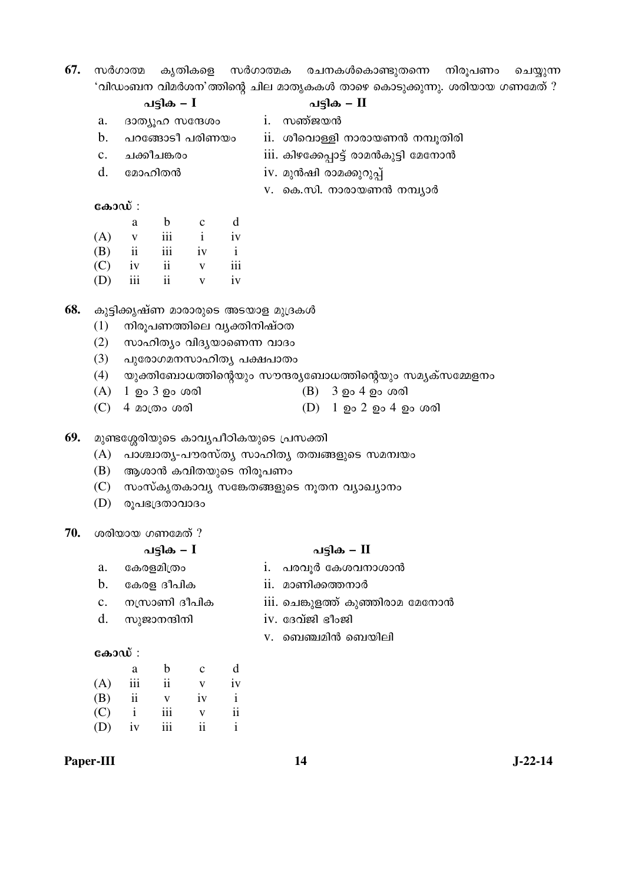67. സർഗാത്മ കൃതികളെ സർഗാത്മക രചനകൾകൊണ്ടുതന്നെ നിരൂപണം ചെയ്യുന്ന 'വിഡംബന വിമർശന'ത്തിന്റെ ചില മാതൃകകൾ താഴെ കൊടുക്കുന്നു. ശരിയായ ഗണമേത് ?

| | പട്ടിക – I | | പട്ടിക – II |
|---|---|---|---|
| a. | ദാത്യൂഹ സന്ദേശം | i. | സഞ്ജയൻ |
| b. | പറങ്ങോടീ പരിണയം | ii. | ശീവൊള്ളി നാരായണൻ നമ്പൂതിരി |
| c. | ചക്കീചങ്കരം | iii. | കിഴക്കേപ്പാട്ട് രാമൻകുട്ടി മേനോൻ |
| d. | മോഹിതൻ | iv. | മുൻഷി രാമക്കുറുപ്പ് |
| | | v. | കെ.സി. നാരായണൻ നമ്പ്യാർ |

കോഡ് :

| | a | b | c | d |
|---|---|---|---|---|
| (A) | v | iii | i | iv |
| (B) | ii | iii | iv | i |
| (C) | iv | ii | v | iii |
| (D) | iii | ii | v | iv |

68. കുട്ടിക്കൃഷ്ണ മാരാരുടെ അടയാള മുദ്രകൾ

(1) നിരൂപണത്തിലെ വ്യക്തിനിഷ്ഠത
(2) സാഹിത്യം വിദ്യയാണെന്ന വാദം
(3) പുരോഗമനസാഹിത്യ പക്ഷപാതം
(4) യുക്തിബോധത്തിന്റെയും സൗന്ദര്യബോധത്തിന്റെയും സമ്യക്സമ്മേളനം

(A) 1 ഉം 3 ഉം ശരി
(B) 3 ഉം 4 ഉം ശരി
(C) 4 മാത്രം ശരി
(D) 1 ഉം 2 ഉം 4 ഉം ശരി

69. മുണ്ടശ്ശേരിയുടെ കാവ്യപീഠികയുടെ പ്രസക്തി

(A) പാശ്ചാത്യ-പൗരസ്ത്യ സാഹിത്യ തത്വങ്ങളുടെ സമന്വയം
(B) ആശാൻ കവിതയുടെ നിരൂപണം
(C) സംസ്കൃതകാവ്യ സങ്കേതങ്ങളുടെ നൂതന വ്യാഖ്യാനം
(D) രൂപഭദ്രതാവാദം

70. ശരിയായ ഗണമേത് ?

| | പട്ടിക – I | | പട്ടിക – II |
|---|---|---|---|
| a. | കേരളമിത്രം | i. | പരവൂർ കേശവനാശാൻ |
| b. | കേരള ദീപിക | ii. | മാണിക്കത്തനാർ |
| c. | നസ്രാണി ദീപിക | iii. | ചെങ്കുളത്ത് കുഞ്ഞിരാമ മേനോൻ |
| d. | സുജാനന്ദിനി | iv. | ദേവ്ജി ഭീംജി |
| | | v. | ബെഞ്ചമിൻ ബെയിലി |

കോഡ് :

| | a | b | c | d |
|---|---|---|---|---|
| (A) | iii | ii | v | iv |
| (B) | ii | v | iv | i |
| (C) | i | iii | v | ii |
| (D) | iv | iii | ii | i |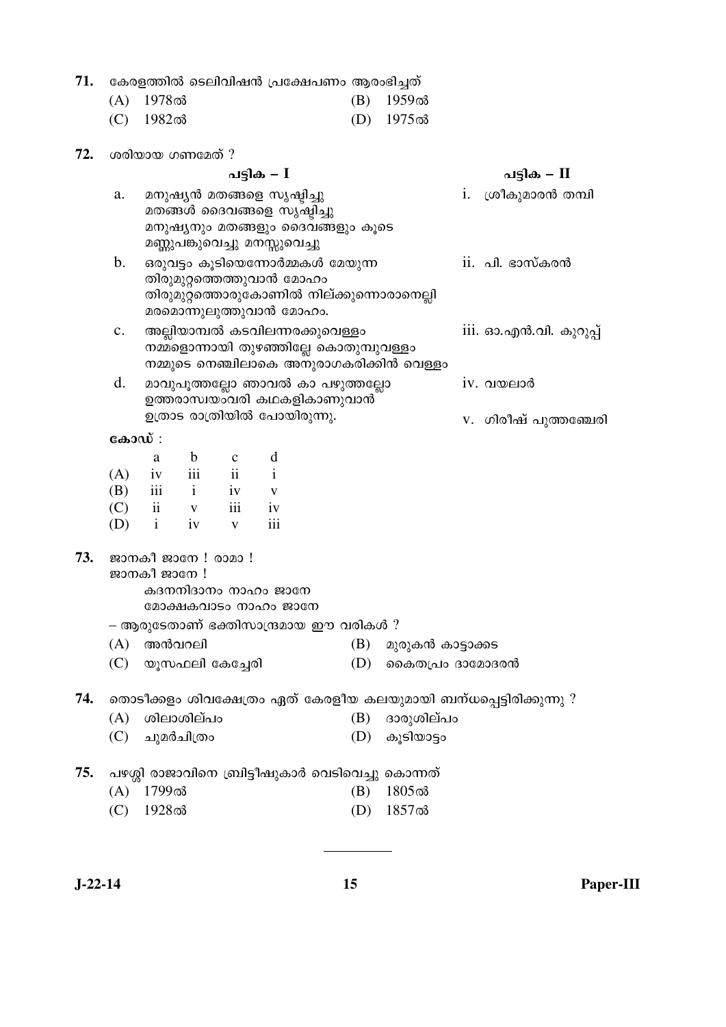71. കേരളത്തിൽ ടെലിവിഷൻ പ്രക്ഷേപണം ആരംഭിച്ചത്

(A) 1978ൽ (B) 1959ൽ

(C) 1982ൽ (D) 1975ൽ

72. ശരിയായ ഗണമേത് ?

| | പട്ടിക – I | | പട്ടിക – II |
|---|---|---|---|
| a. | മനുഷ്യൻ മതങ്ങളെ സൃഷ്ടിച്ചു<br>മതങ്ങൾ ദൈവങ്ങളെ സൃഷ്ടിച്ചു<br>മനുഷ്യനും മതങ്ങളും ദൈവങ്ങളും കൂടെ<br>മണ്ണുപങ്കുവെച്ചു മനസ്സുവെച്ചു | i. | ശ്രീകുമാരൻ തമ്പി |
| b. | ഒരുവട്ടം കൂടിയെന്നോർമ്മകൾ മേയുന്ന<br>തിരുമുറ്റത്തെത്തുവാൻ മോഹം<br>തിരുമുറ്റത്തൊരുകോണിൽ നില്ക്കുന്നൊരാനെല്ലി<br>മരമൊന്നുലുത്തുവാൻ മോഹം. | ii. | പി. ഭാസ്കരൻ |
| c. | അല്ലിയാമ്പൽ കടവിലന്നരക്കുവെള്ളം<br>നമ്മളൊന്നായി തുഴഞ്ഞില്ലേ കൊതുമ്പുവള്ളം<br>നമ്മുടെ നെഞ്ചിലാകെ അനുരാഗകരിക്കിൻ വെള്ളം | iii. | ഓ.എൻ.വി. കുറുപ്പ് |
| d. | മാവുപൂത്തല്ലോ ഞാവൽ കാ പഴുത്തല്ലോ<br>ഉത്തരാസ്വയംവരി കഥകളികാണുവാൻ<br>ഉത്രാട രാത്രിയിൽ പോയിരുന്നു. | iv. | വയലാർ |
| | | v. | ഗിരീഷ് പുത്തഞ്ചേരി |

**കോഡ്** :

| | a | b | c | d |
|---|---|---|---|---|
| (A) | iv | iii | ii | i |
| (B) | iii | i | iv | v |
| (C) | ii | v | iii | iv |
| (D) | i | iv | v | iii |

73. ജാനകീ ജാനേ ! രാമാ !
ജാനകീ ജാനേ !
കദനനിദാനം നാഹം ജാനേ
മോക്ഷകവാടം നാഹം ജാനേ

– ആരുടേതാണ് ഭക്തിസാന്ദ്രമായ ഈ വരികൾ ?

(A) അൻവറലി (B) മുരുകൻ കാട്ടാക്കട

(C) യൂസഫലി കേച്ചേരി (D) കൈതപ്രം ദാമോദരൻ

74. തൊടീക്കളം ശിവക്ഷേത്രം ഏത് കേരളീയ കലയുമായി ബന്ധപ്പെട്ടിരിക്കുന്നു ?

(A) ശിലാശില്പം (B) ദാരുശില്പം

(C) ചുമർചിത്രം (D) കൂടിയാട്ടം

75. പഴശ്ശി രാജാവിനെ ബ്രിട്ടീഷുകാർ വെടിവെച്ചു കൊന്നത്

(A) 1799ൽ (B) 1805ൽ

(C) 1928ൽ (D) 1857ൽ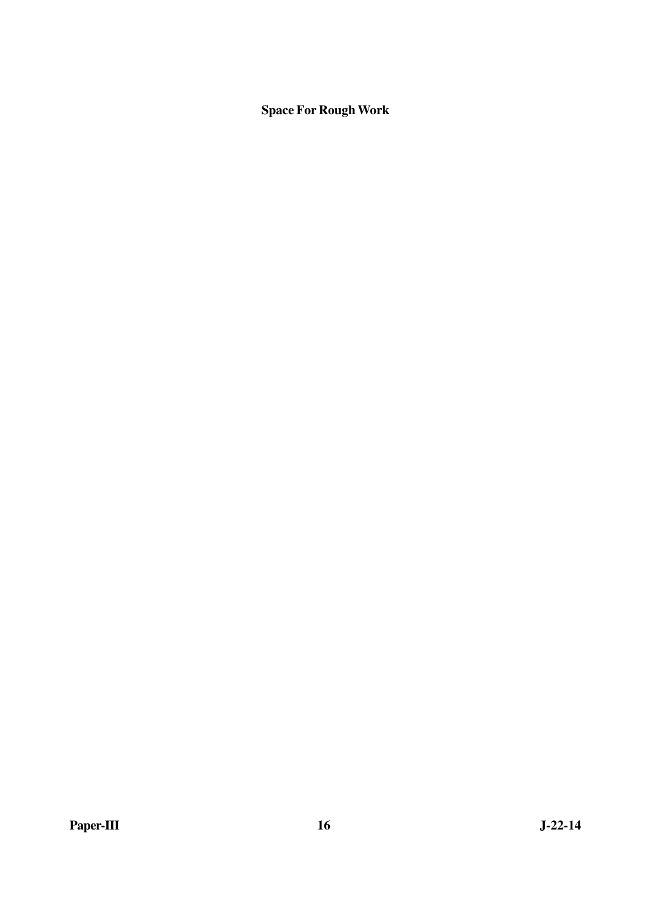**Space For Rough Work**